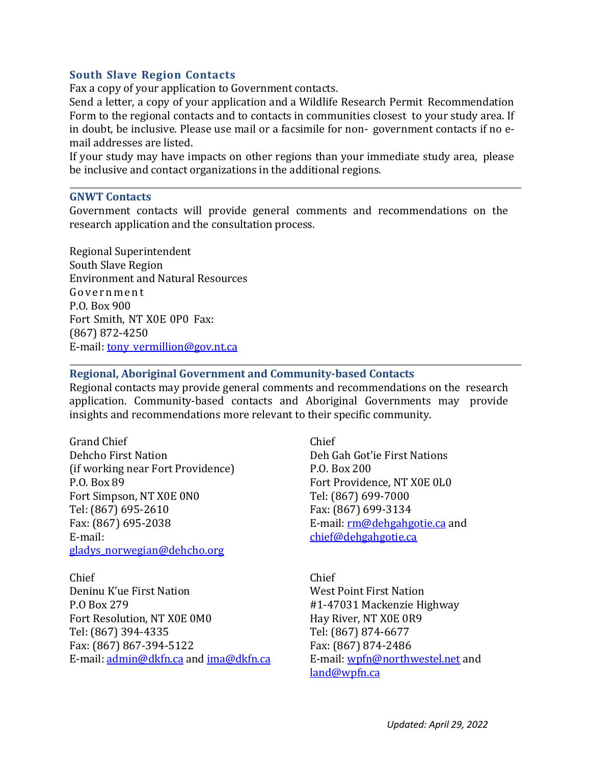### South Slave Region Contacts

Fax a copy of your application to Government contacts.

Send a letter, a copy of your application and a Wildlife Research Permit Recommendation Form to the regional contacts and to contacts in communities closest to your study area. If in doubt, be inclusive. Please use mail or a facsimile for non- government contacts if no e-mail addresses are listed.

If your study may have impacts on other regions than your immediate study area, please be inclusive and contact organizations in the additional regions.

---

### GNWT Contacts

Government contacts will provide general comments and recommendations on the research application and the consultation process.

Regional Superintendent
South Slave Region
Environment and Natural Resources
Government
P.O. Box 900
Fort Smith, NT X0E 0P0 Fax:
(867) 872-4250
E-mail: tony_vermillion@gov.nt.ca

---

### Regional, Aboriginal Government and Community-based Contacts

Regional contacts may provide general comments and recommendations on the research application. Community-based contacts and Aboriginal Governments may provide insights and recommendations more relevant to their specific community.

Grand Chief
Dehcho First Nation
(if working near Fort Providence)
P.O. Box 89
Fort Simpson, NT X0E 0N0
Tel: (867) 695-2610
Fax: (867) 695-2038
E-mail:
gladys_norwegian@dehcho.org

Chief
Deh Gah Got'ie First Nations
P.O. Box 200
Fort Providence, NT X0E 0L0
Tel: (867) 699-7000
Fax: (867) 699-3134
E-mail: rm@dehgahgotie.ca and chief@dehgahgotie.ca

Chief
Deninu K'ue First Nation
P.O Box 279
Fort Resolution, NT X0E 0M0
Tel: (867) 394-4335
Fax: (867) 867-394-5122
E-mail: admin@dkfn.ca and ima@dkfn.ca

Chief
West Point First Nation
#1-47031 Mackenzie Highway
Hay River, NT X0E 0R9
Tel: (867) 874-6677
Fax: (867) 874-2486
E-mail: wpfn@northwestel.net and land@wpfn.ca

*Updated: April 29, 2022*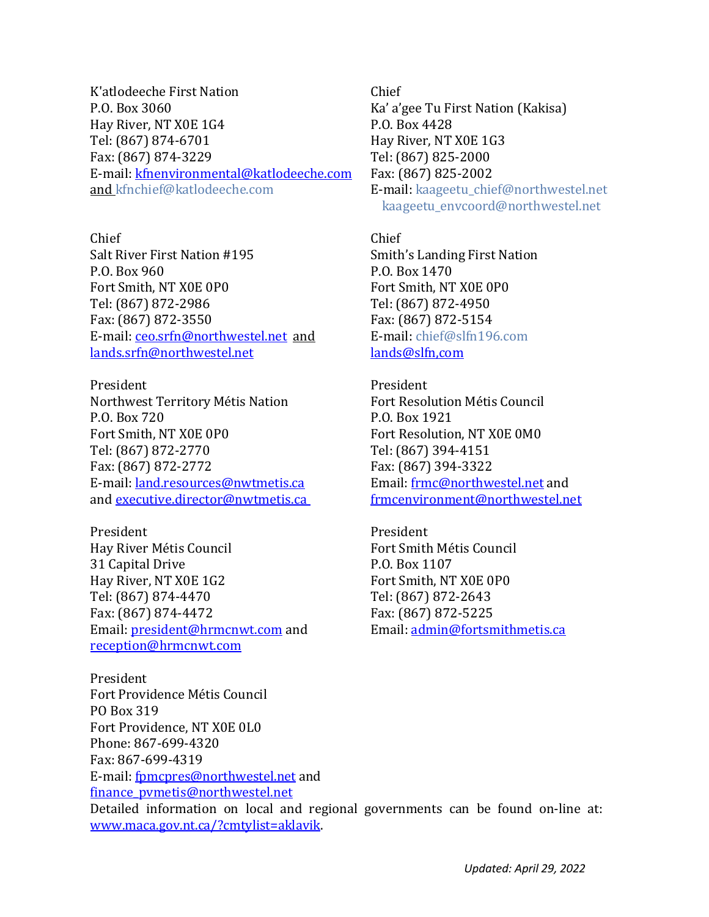K'atlodeeche First Nation
P.O. Box 3060
Hay River, NT X0E 1G4
Tel: (867) 874-6701
Fax: (867) 874-3229
E-mail: kfnenvironmental@katlodeeche.com and kfnchief@katlodeeche.com

Chief
Ka' a'gee Tu First Nation (Kakisa)
P.O. Box 4428
Hay River, NT X0E 1G3
Tel: (867) 825-2000
Fax: (867) 825-2002
E-mail: kaageetu_chief@northwestel.net
kaageetu_envcoord@northwestel.net

Chief
Salt River First Nation #195
P.O. Box 960
Fort Smith, NT X0E 0P0
Tel: (867) 872-2986
Fax: (867) 872-3550
E-mail: ceo.srfn@northwestel.net and lands.srfn@northwestel.net

Chief
Smith's Landing First Nation
P.O. Box 1470
Fort Smith, NT X0E 0P0
Tel: (867) 872-4950
Fax: (867) 872-5154
E-mail: chief@slfn196.com
lands@slfn,com

President
Northwest Territory Métis Nation
P.O. Box 720
Fort Smith, NT X0E 0P0
Tel: (867) 872-2770
Fax: (867) 872-2772
E-mail: land.resources@nwtmetis.ca and executive.director@nwtmetis.ca

President
Fort Resolution Métis Council
P.O. Box 1921
Fort Resolution, NT X0E 0M0
Tel: (867) 394-4151
Fax: (867) 394-3322
Email: frmc@northwestel.net and frmcenvironment@northwestel.net

President
Hay River Métis Council
31 Capital Drive
Hay River, NT X0E 1G2
Tel: (867) 874-4470
Fax: (867) 874-4472
Email: president@hrmcnwt.com and reception@hrmcnwt.com

President
Fort Smith Métis Council
P.O. Box 1107
Fort Smith, NT X0E 0P0
Tel: (867) 872-2643
Fax: (867) 872-5225
Email: admin@fortsmithmetis.ca

President
Fort Providence Métis Council
PO Box 319
Fort Providence, NT X0E 0L0
Phone: 867-699-4320
Fax: 867-699-4319
E-mail: fpmcpres@northwestel.net and finance_pvmetis@northwestel.net

Detailed information on local and regional governments can be found on-line at: www.maca.gov.nt.ca/?cmtylist=aklavik.

*Updated: April 29, 2022*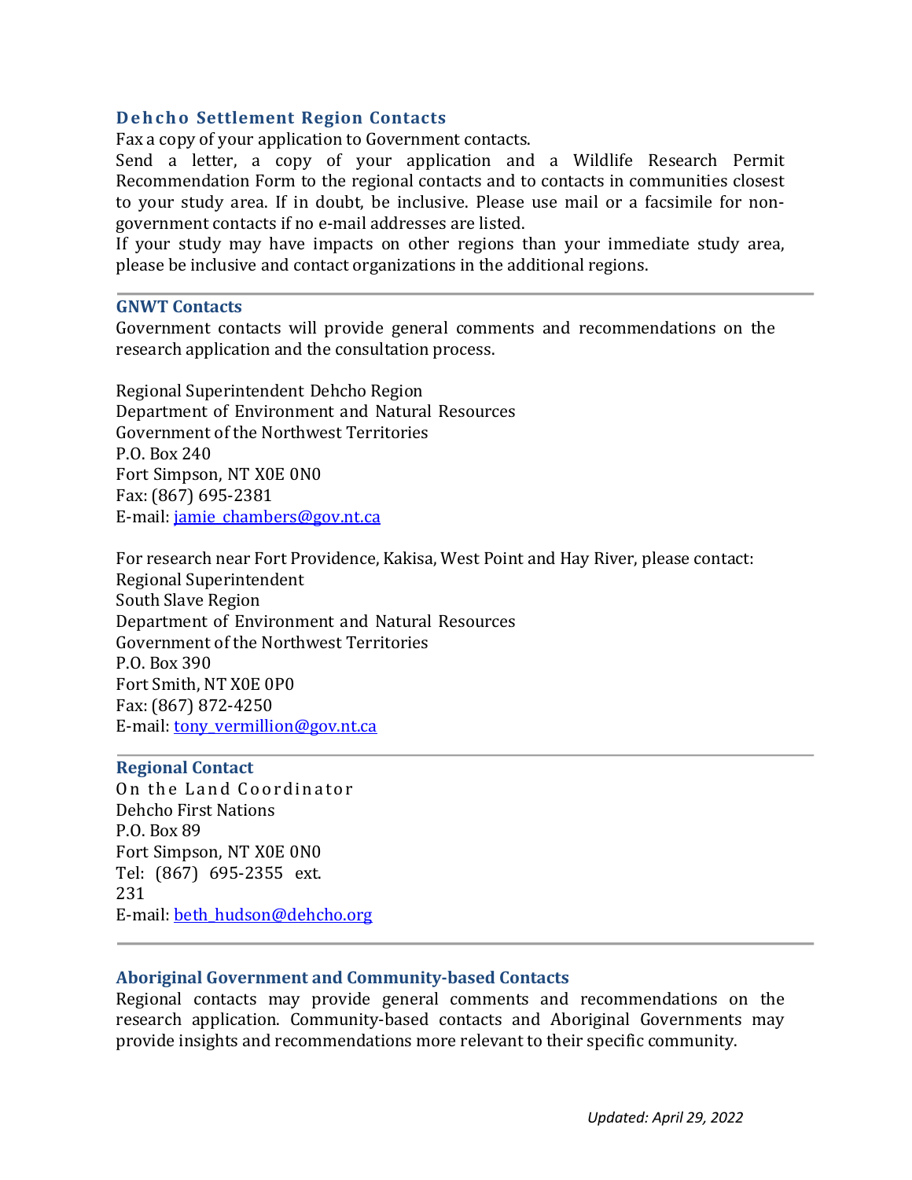### Dehcho Settlement Region Contacts

Fax a copy of your application to Government contacts.

Send a letter, a copy of your application and a Wildlife Research Permit Recommendation Form to the regional contacts and to contacts in communities closest to your study area. If in doubt, be inclusive. Please use mail or a facsimile for non-government contacts if no e-mail addresses are listed.

If your study may have impacts on other regions than your immediate study area, please be inclusive and contact organizations in the additional regions.

---

### GNWT Contacts

Government contacts will provide general comments and recommendations on the research application and the consultation process.

Regional Superintendent Dehcho Region
Department of Environment and Natural Resources
Government of the Northwest Territories
P.O. Box 240
Fort Simpson, NT X0E 0N0
Fax: (867) 695-2381
E-mail: jamie_chambers@gov.nt.ca

For research near Fort Providence, Kakisa, West Point and Hay River, please contact:
Regional Superintendent
South Slave Region
Department of Environment and Natural Resources
Government of the Northwest Territories
P.O. Box 390
Fort Smith, NT X0E 0P0
Fax: (867) 872-4250
E-mail: tony_vermillion@gov.nt.ca

---

### Regional Contact

On the Land Coordinator
Dehcho First Nations
P.O. Box 89
Fort Simpson, NT X0E 0N0
Tel: (867) 695-2355 ext. 231
E-mail: beth_hudson@dehcho.org

---

### Aboriginal Government and Community-based Contacts

Regional contacts may provide general comments and recommendations on the research application. Community-based contacts and Aboriginal Governments may provide insights and recommendations more relevant to their specific community.

*Updated: April 29, 2022*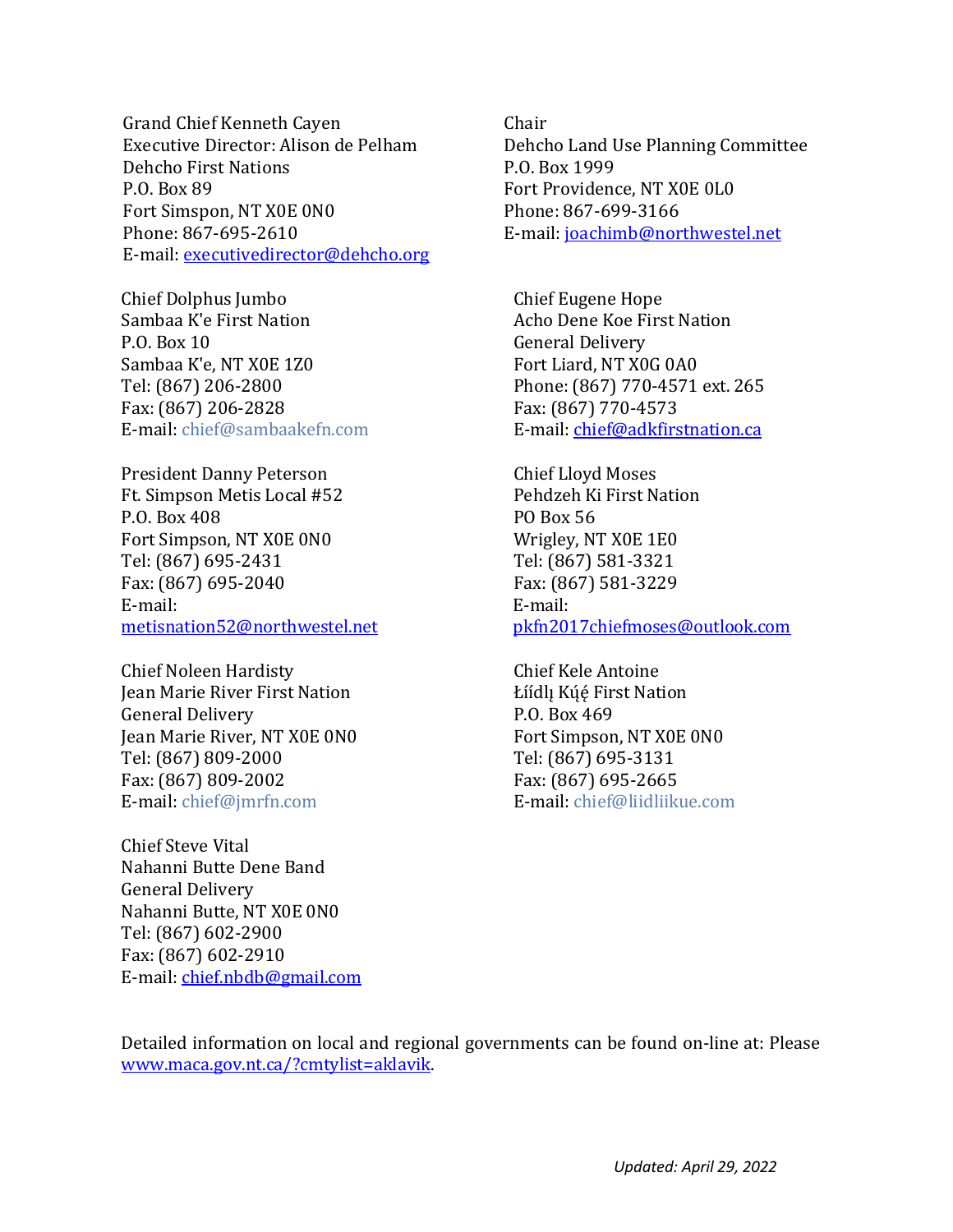Grand Chief Kenneth Cayen
Executive Director: Alison de Pelham
Dehcho First Nations
P.O. Box 89
Fort Simspon, NT X0E 0N0
Phone: 867-695-2610
E-mail: executivedirector@dehcho.org

Chair
Dehcho Land Use Planning Committee
P.O. Box 1999
Fort Providence, NT X0E 0L0
Phone: 867-699-3166
E-mail: joachimb@northwestel.net

Chief Dolphus Jumbo
Sambaa K'e First Nation
P.O. Box 10
Sambaa K'e, NT X0E 1Z0
Tel: (867) 206-2800
Fax: (867) 206-2828
E-mail: chief@sambaakefn.com

Chief Eugene Hope
Acho Dene Koe First Nation
General Delivery
Fort Liard, NT X0G 0A0
Phone: (867) 770-4571 ext. 265
Fax: (867) 770-4573
E-mail: chief@adkfirstnation.ca

President Danny Peterson
Ft. Simpson Metis Local #52
P.O. Box 408
Fort Simpson, NT X0E 0N0
Tel: (867) 695-2431
Fax: (867) 695-2040
E-mail:
metisnation52@northwestel.net

Chief Lloyd Moses
Pehdzeh Ki First Nation
PO Box 56
Wrigley, NT X0E 1E0
Tel: (867) 581-3321
Fax: (867) 581-3229
E-mail:
pkfn2017chiefmoses@outlook.com

Chief Noleen Hardisty
Jean Marie River First Nation
General Delivery
Jean Marie River, NT X0E 0N0
Tel: (867) 809-2000
Fax: (867) 809-2002
E-mail: chief@jmrfn.com

Chief Kele Antoine
Łíídlį Kų́ę́ First Nation
P.O. Box 469
Fort Simpson, NT X0E 0N0
Tel: (867) 695-3131
Fax: (867) 695-2665
E-mail: chief@liidliikue.com

Chief Steve Vital
Nahanni Butte Dene Band
General Delivery
Nahanni Butte, NT X0E 0N0
Tel: (867) 602-2900
Fax: (867) 602-2910
E-mail: chief.nbdb@gmail.com

Detailed information on local and regional governments can be found on-line at: Please www.maca.gov.nt.ca/?cmtylist=aklavik.

*Updated: April 29, 2022*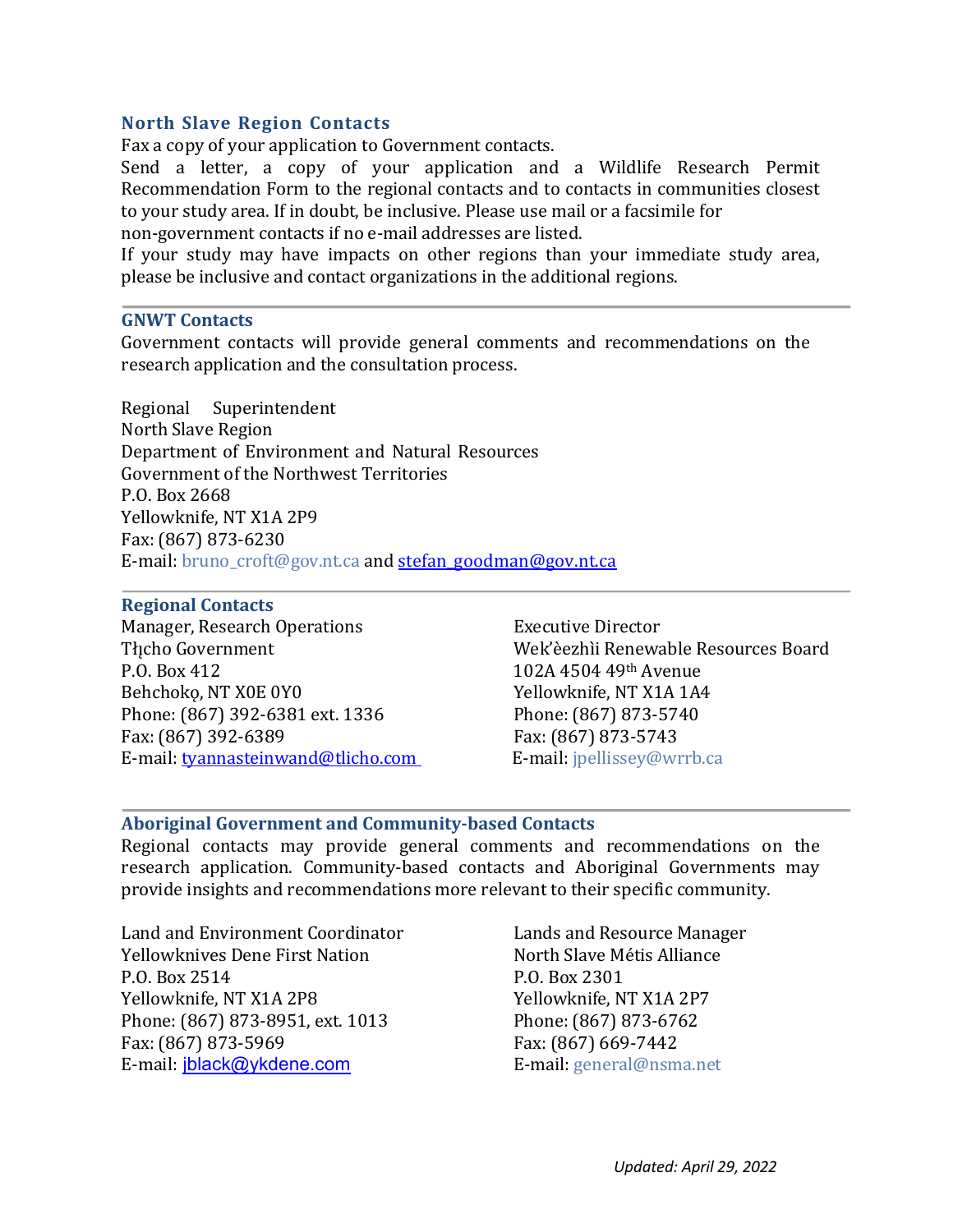## North Slave Region Contacts

Fax a copy of your application to Government contacts.

Send a letter, a copy of your application and a Wildlife Research Permit Recommendation Form to the regional contacts and to contacts in communities closest to your study area. If in doubt, be inclusive. Please use mail or a facsimile for non-government contacts if no e-mail addresses are listed.

If your study may have impacts on other regions than your immediate study area, please be inclusive and contact organizations in the additional regions.

---

### GNWT Contacts

Government contacts will provide general comments and recommendations on the research application and the consultation process.

Regional Superintendent
North Slave Region
Department of Environment and Natural Resources
Government of the Northwest Territories
P.O. Box 2668
Yellowknife, NT X1A 2P9
Fax: (867) 873-6230
E-mail: bruno_croft@gov.nt.ca and stefan_goodman@gov.nt.ca

---

### Regional Contacts

Manager, Research Operations
Tłı̨cho Government
P.O. Box 412
Behchokǫ, NT X0E 0Y0
Phone: (867) 392-6381 ext. 1336
Fax: (867) 392-6389
E-mail: tyannasteinwand@tlicho.com

Executive Director
Wek'èezhìi Renewable Resources Board
102A 4504 49th Avenue
Yellowknife, NT X1A 1A4
Phone: (867) 873-5740
Fax: (867) 873-5743
E-mail: jpellissey@wrrb.ca

---

### Aboriginal Government and Community-based Contacts

Regional contacts may provide general comments and recommendations on the research application. Community-based contacts and Aboriginal Governments may provide insights and recommendations more relevant to their specific community.

Land and Environment Coordinator
Yellowknives Dene First Nation
P.O. Box 2514
Yellowknife, NT X1A 2P8
Phone: (867) 873-8951, ext. 1013
Fax: (867) 873-5969
E-mail: jblack@ykdene.com

Lands and Resource Manager
North Slave Métis Alliance
P.O. Box 2301
Yellowknife, NT X1A 2P7
Phone: (867) 873-6762
Fax: (867) 669-7442
E-mail: general@nsma.net

*Updated: April 29, 2022*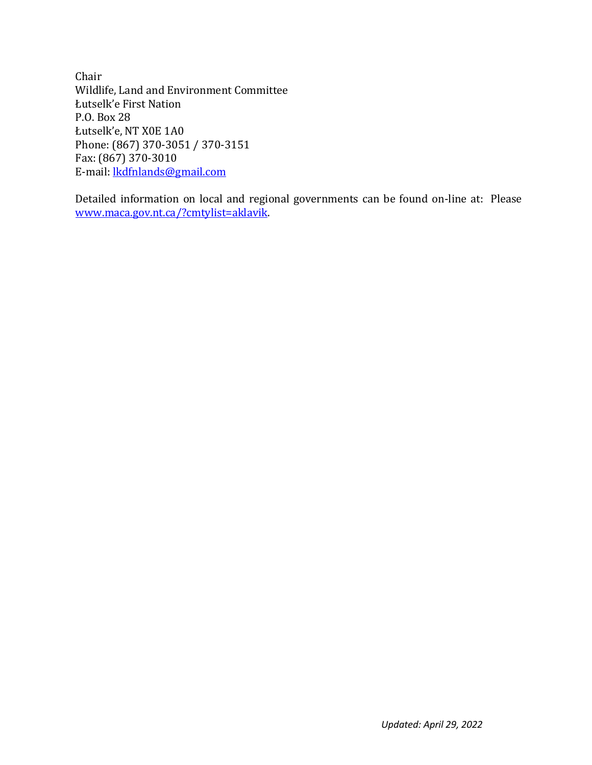Chair
Wildlife, Land and Environment Committee
Łutselk'e First Nation
P.O. Box 28
Łutselk'e, NT X0E 1A0
Phone: (867) 370-3051 / 370-3151
Fax: (867) 370-3010
E-mail: lkdfnlands@gmail.com

Detailed information on local and regional governments can be found on-line at: Please www.maca.gov.nt.ca/?cmtylist=aklavik.

*Updated: April 29, 2022*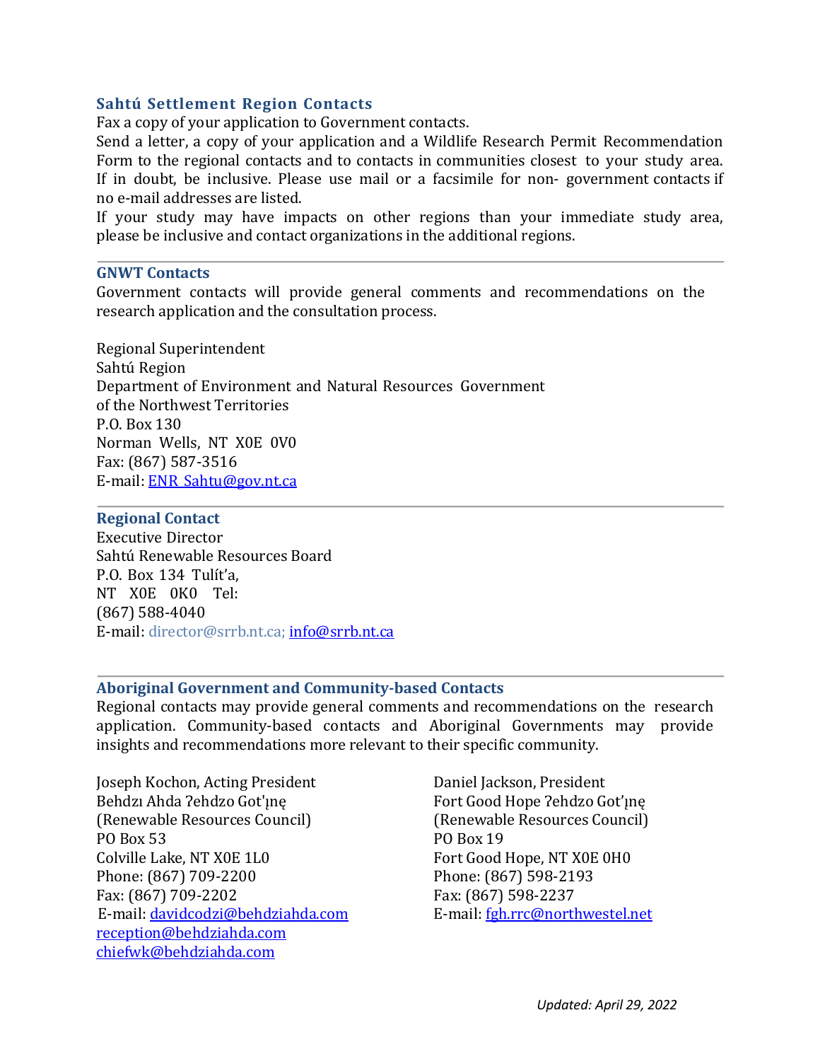## Sahtú Settlement Region Contacts

Fax a copy of your application to Government contacts.

Send a letter, a copy of your application and a Wildlife Research Permit Recommendation Form to the regional contacts and to contacts in communities closest to your study area. If in doubt, be inclusive. Please use mail or a facsimile for non- government contacts if no e-mail addresses are listed.

If your study may have impacts on other regions than your immediate study area, please be inclusive and contact organizations in the additional regions.

---

### GNWT Contacts

Government contacts will provide general comments and recommendations on the research application and the consultation process.

Regional Superintendent
Sahtú Region
Department of Environment and Natural Resources Government of the Northwest Territories
P.O. Box 130
Norman Wells, NT X0E 0V0
Fax: (867) 587-3516
E-mail: ENR_Sahtu@gov.nt.ca

---

### Regional Contact

Executive Director
Sahtú Renewable Resources Board
P.O. Box 134 Tulít'a,
NT X0E 0K0 Tel:
(867) 588-4040
E-mail: director@srrb.nt.ca; info@srrb.nt.ca

---

### Aboriginal Government and Community-based Contacts

Regional contacts may provide general comments and recommendations on the research application. Community-based contacts and Aboriginal Governments may provide insights and recommendations more relevant to their specific community.

Joseph Kochon, Acting President
Behdzı Ahda ʔehdzo Got'ı̨nę
(Renewable Resources Council)
PO Box 53
Colville Lake, NT X0E 1L0
Phone: (867) 709-2200
Fax: (867) 709-2202
E-mail: davidcodzi@behdziahda.com
reception@behdziahda.com
chiefwk@behdziahda.com

Daniel Jackson, President
Fort Good Hope ʔehdzo Got'ı̨nę
(Renewable Resources Council)
PO Box 19
Fort Good Hope, NT X0E 0H0
Phone: (867) 598-2193
Fax: (867) 598-2237
E-mail: fgh.rrc@northwestel.net

*Updated: April 29, 2022*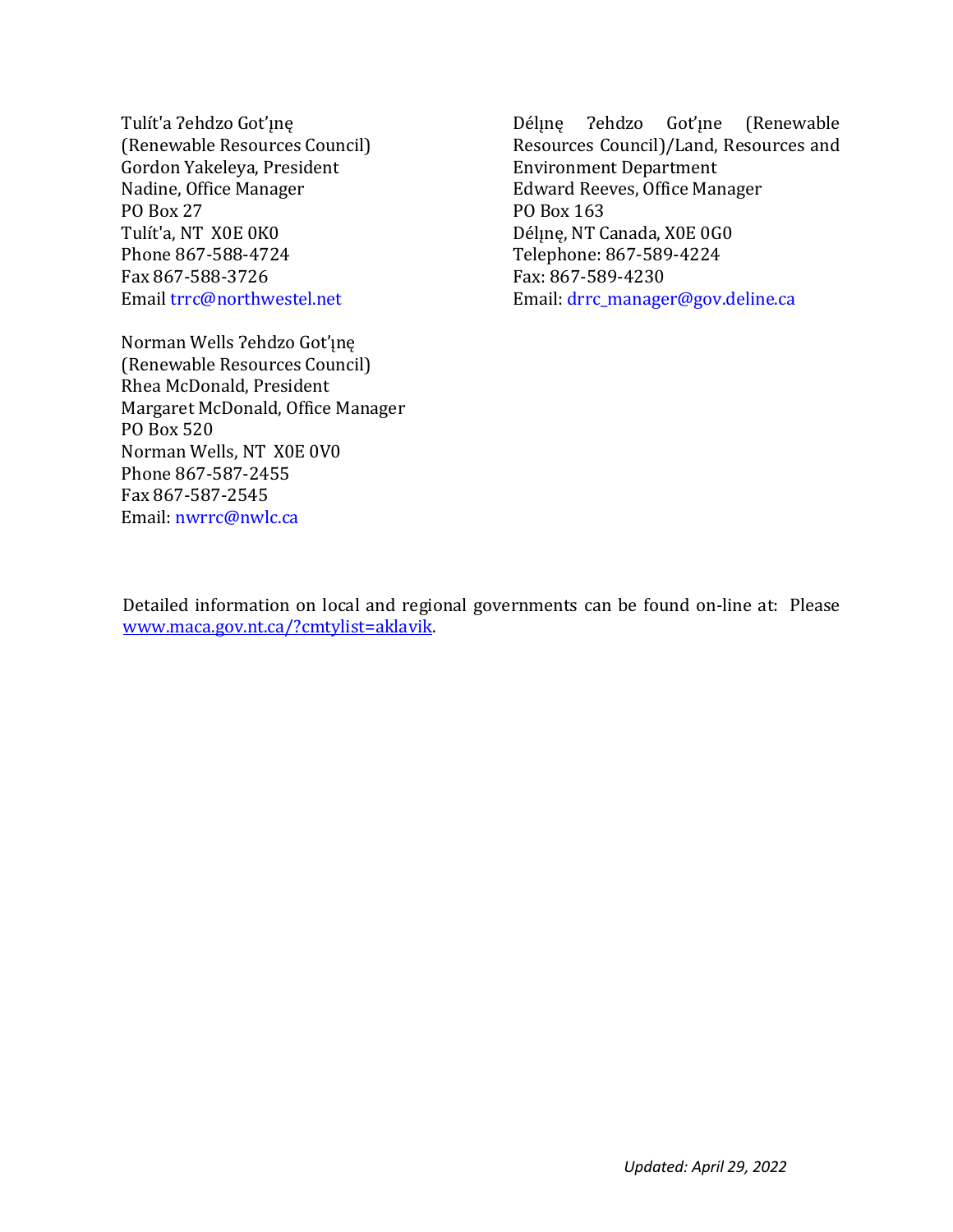Tulít'a ʔehdzo Got'įnę
(Renewable Resources Council)
Gordon Yakeleya, President
Nadine, Office Manager
PO Box 27
Tulít'a, NT X0E 0K0
Phone 867-588-4724
Fax 867-588-3726
Email trrc@northwestel.net

Norman Wells ʔehdzo Got'įnę
(Renewable Resources Council)
Rhea McDonald, President
Margaret McDonald, Office Manager
PO Box 520
Norman Wells, NT X0E 0V0
Phone 867-587-2455
Fax 867-587-2545
Email: nwrrc@nwlc.ca

Délįnę ʔehdzo Got'įne (Renewable Resources Council)/Land, Resources and Environment Department
Edward Reeves, Office Manager
PO Box 163
Délįnę, NT Canada, X0E 0G0
Telephone: 867-589-4224
Fax: 867-589-4230
Email: drrc_manager@gov.deline.ca

Detailed information on local and regional governments can be found on-line at: Please [www.maca.gov.nt.ca/?cmtylist=aklavik](www.maca.gov.nt.ca/?cmtylist=aklavik).

*Updated: April 29, 2022*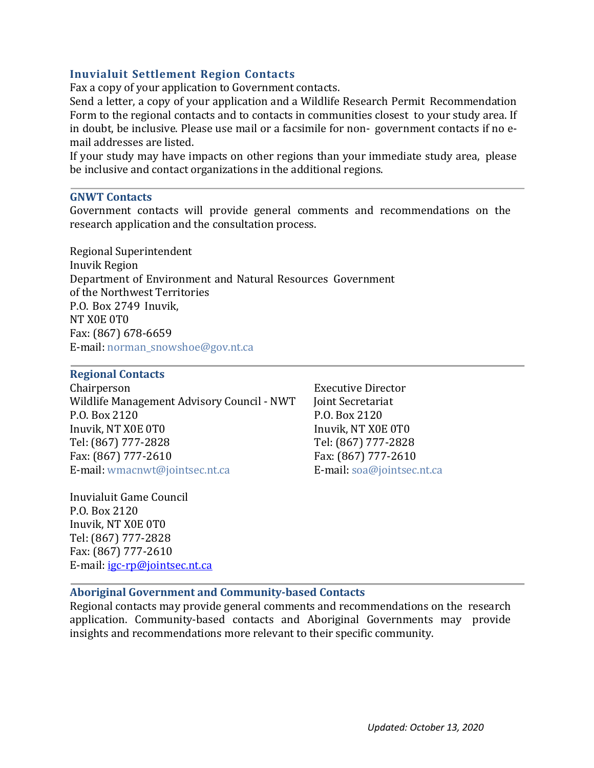## Inuvialuit Settlement Region Contacts

Fax a copy of your application to Government contacts.

Send a letter, a copy of your application and a Wildlife Research Permit Recommendation Form to the regional contacts and to contacts in communities closest to your study area. If in doubt, be inclusive. Please use mail or a facsimile for non- government contacts if no e-mail addresses are listed.

If your study may have impacts on other regions than your immediate study area, please be inclusive and contact organizations in the additional regions.

---

### GNWT Contacts

Government contacts will provide general comments and recommendations on the research application and the consultation process.

Regional Superintendent
Inuvik Region
Department of Environment and Natural Resources Government of the Northwest Territories
P.O. Box 2749 Inuvik,
NT X0E 0T0
Fax: (867) 678-6659
E-mail: norman_snowshoe@gov.nt.ca

---

### Regional Contacts

Chairperson
Wildlife Management Advisory Council - NWT
P.O. Box 2120
Inuvik, NT X0E 0T0
Tel: (867) 777-2828
Fax: (867) 777-2610
E-mail: wmacnwt@jointsec.nt.ca

Executive Director
Joint Secretariat
P.O. Box 2120
Inuvik, NT X0E 0T0
Tel: (867) 777-2828
Fax: (867) 777-2610
E-mail: soa@jointsec.nt.ca

Inuvialuit Game Council
P.O. Box 2120
Inuvik, NT X0E 0T0
Tel: (867) 777-2828
Fax: (867) 777-2610
E-mail: igc-rp@jointsec.nt.ca

---

### Aboriginal Government and Community-based Contacts

Regional contacts may provide general comments and recommendations on the research application. Community-based contacts and Aboriginal Governments may provide insights and recommendations more relevant to their specific community.

*Updated: October 13, 2020*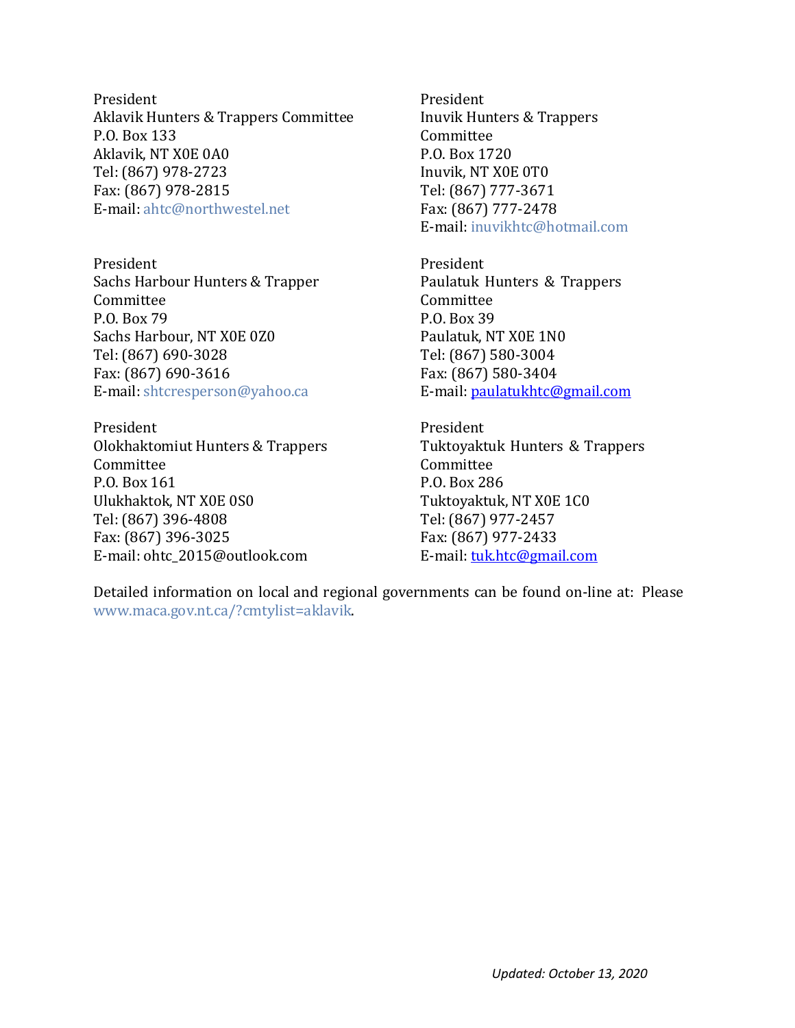President
Aklavik Hunters & Trappers Committee
P.O. Box 133
Aklavik, NT X0E 0A0
Tel: (867) 978-2723
Fax: (867) 978-2815
E-mail: ahtc@northwestel.net

President
Inuvik Hunters & Trappers Committee
P.O. Box 1720
Inuvik, NT X0E 0T0
Tel: (867) 777-3671
Fax: (867) 777-2478
E-mail: inuvikhtc@hotmail.com

President
Sachs Harbour Hunters & Trapper Committee
P.O. Box 79
Sachs Harbour, NT X0E 0Z0
Tel: (867) 690-3028
Fax: (867) 690-3616
E-mail: shtcresperson@yahoo.ca

President
Paulatuk Hunters & Trappers Committee
P.O. Box 39
Paulatuk, NT X0E 1N0
Tel: (867) 580-3004
Fax: (867) 580-3404
E-mail: paulatukhtc@gmail.com

President
Olokhaktomiut Hunters & Trappers Committee
P.O. Box 161
Ulukhaktok, NT X0E 0S0
Tel: (867) 396-4808
Fax: (867) 396-3025
E-mail: ohtc_2015@outlook.com

President
Tuktoyaktuk Hunters & Trappers Committee
P.O. Box 286
Tuktoyaktuk, NT X0E 1C0
Tel: (867) 977-2457
Fax: (867) 977-2433
E-mail: tuk.htc@gmail.com

Detailed information on local and regional governments can be found on-line at: Please www.maca.gov.nt.ca/?cmtylist=aklavik.

*Updated: October 13, 2020*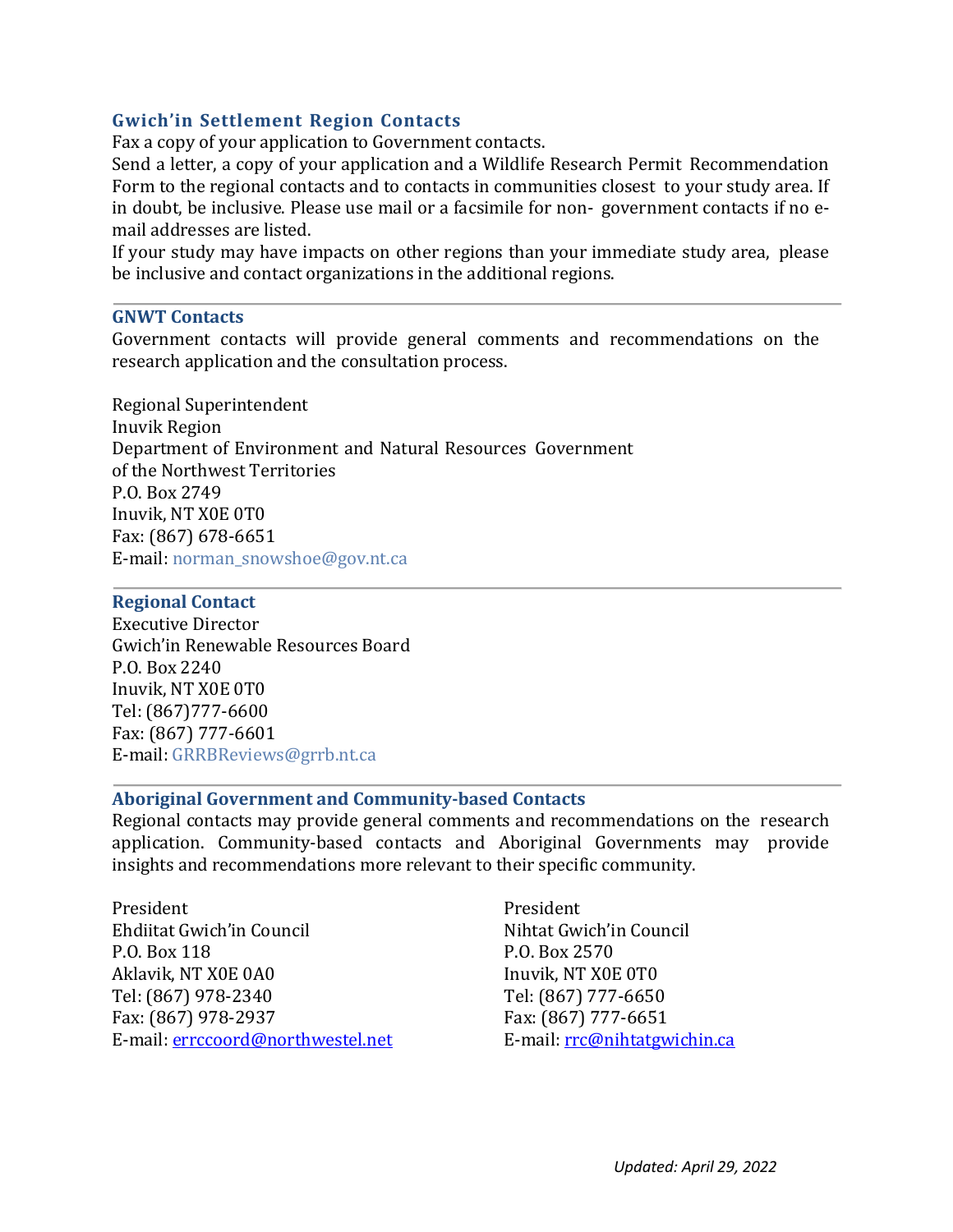### Gwich'in Settlement Region Contacts

Fax a copy of your application to Government contacts.

Send a letter, a copy of your application and a Wildlife Research Permit Recommendation Form to the regional contacts and to contacts in communities closest to your study area. If in doubt, be inclusive. Please use mail or a facsimile for non- government contacts if no e-mail addresses are listed.

If your study may have impacts on other regions than your immediate study area, please be inclusive and contact organizations in the additional regions.

---

### GNWT Contacts

Government contacts will provide general comments and recommendations on the research application and the consultation process.

Regional Superintendent
Inuvik Region
Department of Environment and Natural Resources Government of the Northwest Territories
P.O. Box 2749
Inuvik, NT X0E 0T0
Fax: (867) 678-6651
E-mail: norman_snowshoe@gov.nt.ca

---

### Regional Contact

Executive Director
Gwich'in Renewable Resources Board
P.O. Box 2240
Inuvik, NT X0E 0T0
Tel: (867)777-6600
Fax: (867) 777-6601
E-mail: GRRBReviews@grrb.nt.ca

---

### Aboriginal Government and Community-based Contacts

Regional contacts may provide general comments and recommendations on the research application. Community-based contacts and Aboriginal Governments may provide insights and recommendations more relevant to their specific community.

President
Ehdiitat Gwich'in Council
P.O. Box 118
Aklavik, NT X0E 0A0
Tel: (867) 978-2340
Fax: (867) 978-2937
E-mail: errccoord@northwestel.net

President
Nihtat Gwich'in Council
P.O. Box 2570
Inuvik, NT X0E 0T0
Tel: (867) 777-6650
Fax: (867) 777-6651
E-mail: rrc@nihtatgwichin.ca

*Updated: April 29, 2022*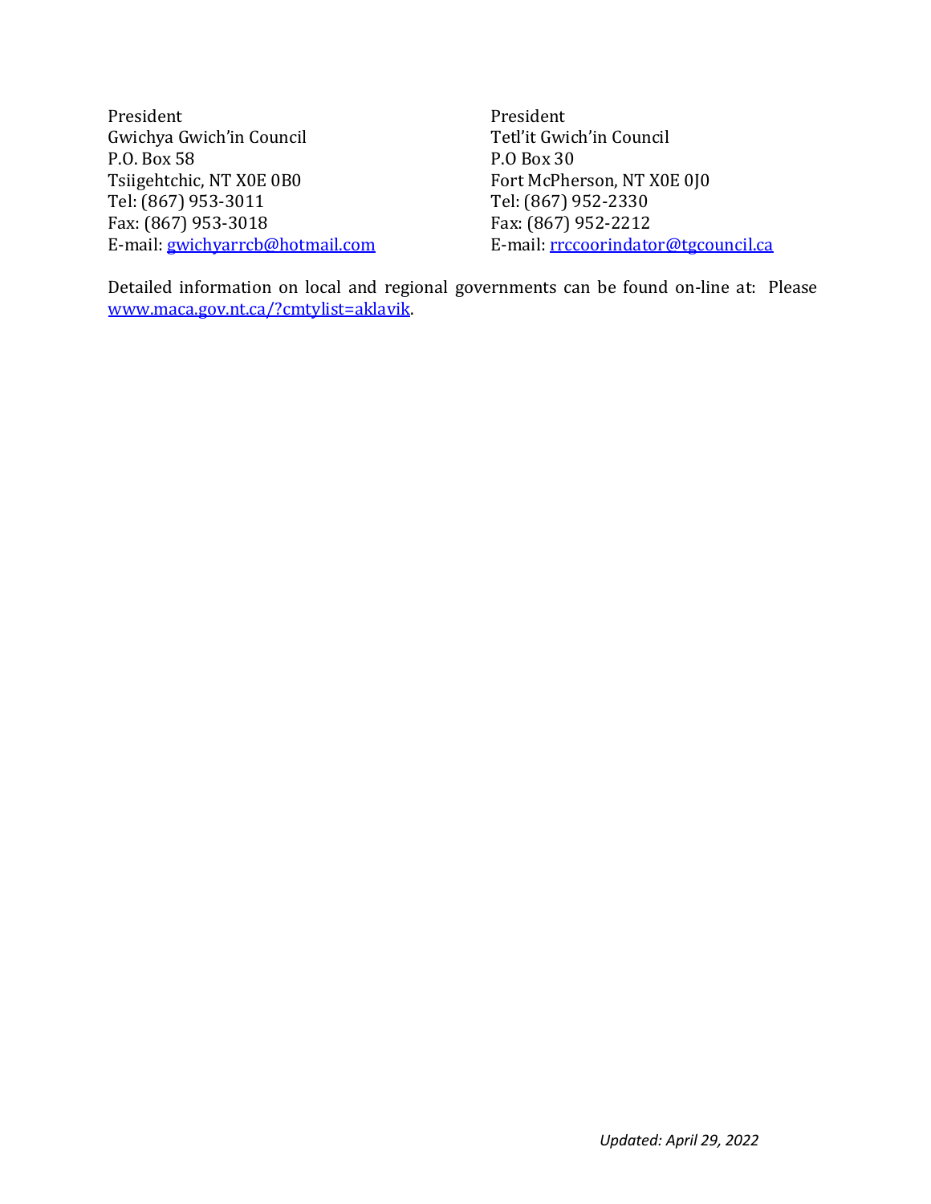President
Gwichya Gwich'in Council
P.O. Box 58
Tsiigehtchic, NT X0E 0B0
Tel: (867) 953-3011
Fax: (867) 953-3018
E-mail: gwichyarrcb@hotmail.com

President
Tetl'it Gwich'in Council
P.O Box 30
Fort McPherson, NT X0E 0J0
Tel: (867) 952-2330
Fax: (867) 952-2212
E-mail: rrccoorindator@tgcouncil.ca

Detailed information on local and regional governments can be found on-line at: Please www.maca.gov.nt.ca/?cmtylist=aklavik.

*Updated: April 29, 2022*